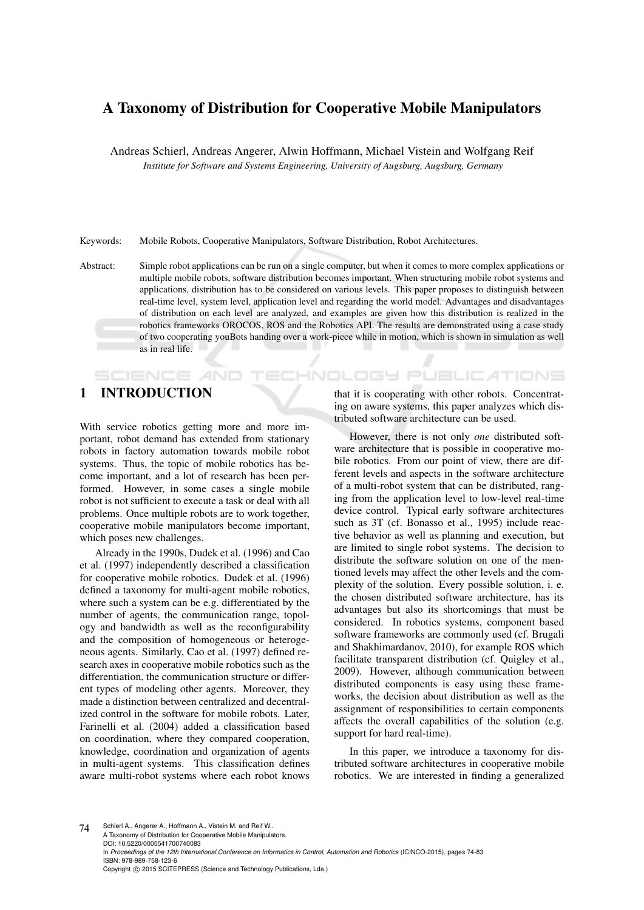# A Taxonomy of Distribution for Cooperative Mobile Manipulators

Andreas Schierl, Andreas Angerer, Alwin Hoffmann, Michael Vistein and Wolfgang Reif

*Institute for Software and Systems Engineering, University of Augsburg, Augsburg, Germany*

Keywords: Mobile Robots, Cooperative Manipulators, Software Distribution, Robot Architectures.

Abstract: Simple robot applications can be run on a single computer, but when it comes to more complex applications or multiple mobile robots, software distribution becomes important. When structuring mobile robot systems and applications, distribution has to be considered on various levels. This paper proposes to distinguish between real-time level, system level, application level and regarding the world model. Advantages and disadvantages of distribution on each level are analyzed, and examples are given how this distribution is realized in the robotics frameworks OROCOS, ROS and the Robotics API. The results are demonstrated using a case study of two cooperating youBots handing over a work-piece while in motion, which is shown in simulation as well as in real life.

## 1 INTRODUCTION

With service robotics getting more and more important, robot demand has extended from stationary robots in factory automation towards mobile robot systems. Thus, the topic of mobile robotics has become important, and a lot of research has been performed. However, in some cases a single mobile robot is not sufficient to execute a task or deal with all problems. Once multiple robots are to work together, cooperative mobile manipulators become important, which poses new challenges.

Already in the 1990s, Dudek et al. (1996) and Cao et al. (1997) independently described a classification for cooperative mobile robotics. Dudek et al. (1996) defined a taxonomy for multi-agent mobile robotics, where such a system can be e.g. differentiated by the number of agents, the communication range, topology and bandwidth as well as the reconfigurability and the composition of homogeneous or heterogeneous agents. Similarly, Cao et al. (1997) defined research axes in cooperative mobile robotics such as the differentiation, the communication structure or different types of modeling other agents. Moreover, they made a distinction between centralized and decentralized control in the software for mobile robots. Later, Farinelli et al. (2004) added a classification based on coordination, where they compared cooperation, knowledge, coordination and organization of agents in multi-agent systems. This classification defines aware multi-robot systems where each robot knows that it is cooperating with other robots. Concentrating on aware systems, this paper analyzes which distributed software architecture can be used.

However, there is not only *one* distributed software architecture that is possible in cooperative mobile robotics. From our point of view, there are different levels and aspects in the software architecture of a multi-robot system that can be distributed, ranging from the application level to low-level real-time device control. Typical early software architectures such as 3T (cf. Bonasso et al., 1995) include reactive behavior as well as planning and execution, but are limited to single robot systems. The decision to distribute the software solution on one of the mentioned levels may affect the other levels and the complexity of the solution. Every possible solution, i. e. the chosen distributed software architecture, has its advantages but also its shortcomings that must be considered. In robotics systems, component based software frameworks are commonly used (cf. Brugali and Shakhimardanov, 2010), for example ROS which facilitate transparent distribution (cf. Quigley et al., 2009). However, although communication between distributed components is easy using these frameworks, the decision about distribution as well as the assignment of responsibilities to certain components affects the overall capabilities of the solution (e.g. support for hard real-time).

In this paper, we introduce a taxonomy for distributed software architectures in cooperative mobile robotics. We are interested in finding a generalized

Schierl A., Angerer A., Hoffmann A., Vistein M. and Reif W..
A Taxonomy of Distribution for Cooperative Mobile Manipulators.
DOI: 10.5220/0005541700740083
In *Proceedings of the 12th International Conference on Informatics in Control, Automation and Robotics* (ICINCO-2015), pages 74-83
ISBN: 978-989-758-123-6
Copyright © 2015 SCITEPRESS (Science and Technology Publications, Lda.)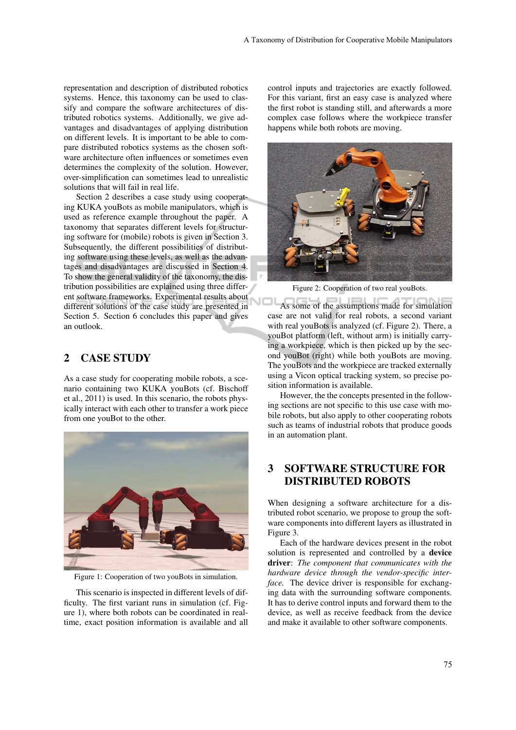representation and description of distributed robotics systems. Hence, this taxonomy can be used to classify and compare the software architectures of distributed robotics systems. Additionally, we give advantages and disadvantages of applying distribution on different levels. It is important to be able to compare distributed robotics systems as the chosen software architecture often influences or sometimes even determines the complexity of the solution. However, over-simplification can sometimes lead to unrealistic solutions that will fail in real life.

Section 2 describes a case study using cooperating KUKA youBots as mobile manipulators, which is used as reference example throughout the paper. A taxonomy that separates different levels for structuring software for (mobile) robots is given in Section 3. Subsequently, the different possibilities of distributing software using these levels, as well as the advantages and disadvantages are discussed in Section 4. To show the general validity of the taxonomy, the distribution possibilities are explained using three different software frameworks. Experimental results about different solutions of the case study are presented in Section 5. Section 6 concludes this paper and gives an outlook.

## 2 CASE STUDY

As a case study for cooperating mobile robots, a scenario containing two KUKA youBots (cf. Bischoff et al., 2011) is used. In this scenario, the robots physically interact with each other to transfer a work piece from one youBot to the other.

Figure 1: Cooperation of two youBots in simulation.

This scenario is inspected in different levels of difficulty. The first variant runs in simulation (cf. Figure 1), where both robots can be coordinated in real-time, exact position information is available and all control inputs and trajectories are exactly followed. For this variant, first an easy case is analyzed where the first robot is standing still, and afterwards a more complex case follows where the workpiece transfer happens while both robots are moving.

Figure 2: Cooperation of two real youBots.

As some of the assumptions made for simulation case are not valid for real robots, a second variant with real youBots is analyzed (cf. Figure 2). There, a youBot platform (left, without arm) is initially carrying a workpiece, which is then picked up by the second youBot (right) while both youBots are moving. The youBots and the workpiece are tracked externally using a Vicon optical tracking system, so precise position information is available.

However, the the concepts presented in the following sections are not specific to this use case with mobile robots, but also apply to other cooperating robots such as teams of industrial robots that produce goods in an automation plant.

## 3 SOFTWARE STRUCTURE FOR DISTRIBUTED ROBOTS

When designing a software architecture for a distributed robot scenario, we propose to group the software components into different layers as illustrated in Figure 3.

Each of the hardware devices present in the robot solution is represented and controlled by a **device driver**: *The component that communicates with the hardware device through the vendor-specific interface.* The device driver is responsible for exchanging data with the surrounding software components. It has to derive control inputs and forward them to the device, as well as receive feedback from the device and make it available to other software components.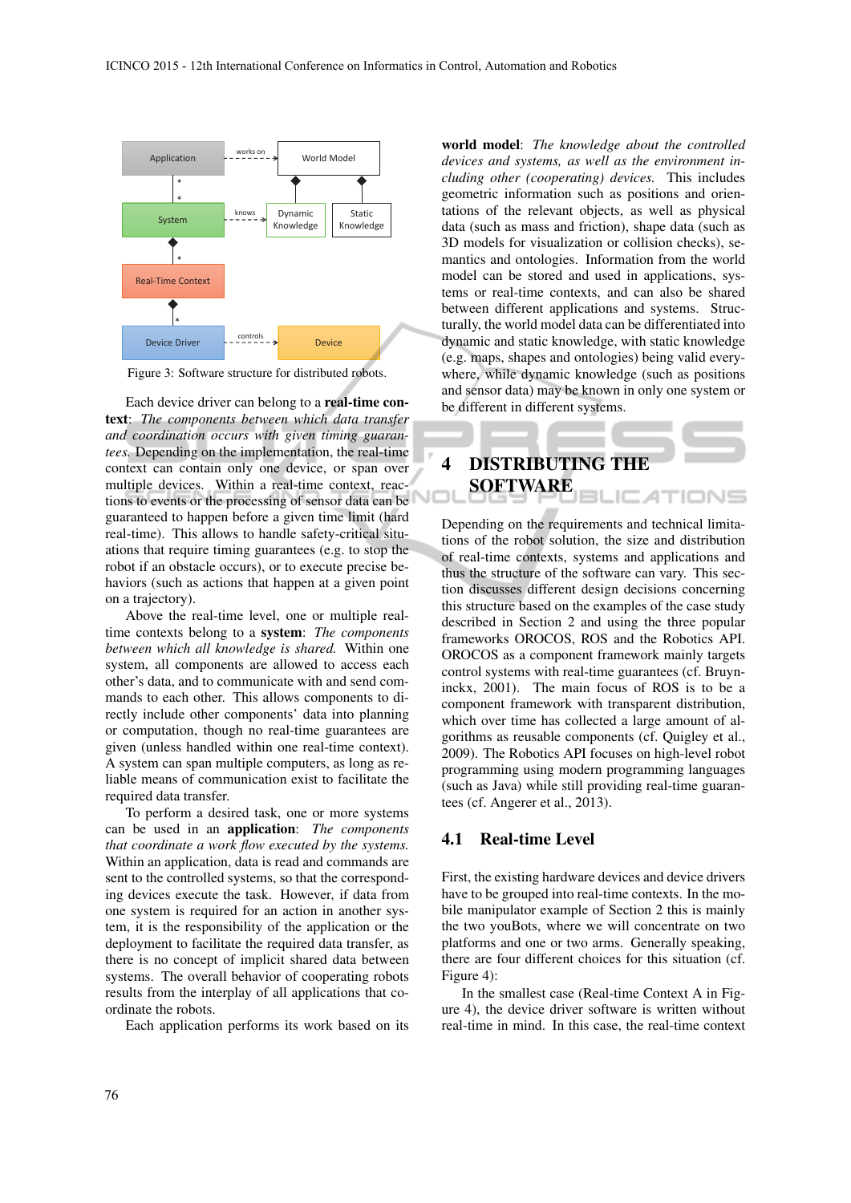Figure 3: Software structure for distributed robots.

Each device driver can belong to a **real-time context**: *The components between which data transfer and coordination occurs with given timing guarantees.* Depending on the implementation, the real-time context can contain only one device, or span over multiple devices. Within a real-time context, reactions to events or the processing of sensor data can be guaranteed to happen before a given time limit (hard real-time). This allows to handle safety-critical situations that require timing guarantees (e.g. to stop the robot if an obstacle occurs), or to execute precise behaviors (such as actions that happen at a given point on a trajectory).

Above the real-time level, one or multiple real-time contexts belong to a **system**: *The components between which all knowledge is shared.* Within one system, all components are allowed to access each other's data, and to communicate with and send commands to each other. This allows components to directly include other components' data into planning or computation, though no real-time guarantees are given (unless handled within one real-time context). A system can span multiple computers, as long as reliable means of communication exist to facilitate the required data transfer.

To perform a desired task, one or more systems can be used in an **application**: *The components that coordinate a work flow executed by the systems.* Within an application, data is read and commands are sent to the controlled systems, so that the corresponding devices execute the task. However, if data from one system is required for an action in another system, it is the responsibility of the application or the deployment to facilitate the required data transfer, as there is no concept of implicit shared data between systems. The overall behavior of cooperating robots results from the interplay of all applications that coordinate the robots.

Each application performs its work based on its **world model**: *The knowledge about the controlled devices and systems, as well as the environment including other (cooperating) devices.* This includes geometric information such as positions and orientations of the relevant objects, as well as physical data (such as mass and friction), shape data (such as 3D models for visualization or collision checks), semantics and ontologies. Information from the world model can be stored and used in applications, systems or real-time contexts, and can also be shared between different applications and systems. Structurally, the world model data can be differentiated into dynamic and static knowledge, with static knowledge (e.g. maps, shapes and ontologies) being valid everywhere, while dynamic knowledge (such as positions and sensor data) may be known in only one system or be different in different systems.

## 4 DISTRIBUTING THE SOFTWARE

Depending on the requirements and technical limitations of the robot solution, the size and distribution of real-time contexts, systems and applications and thus the structure of the software can vary. This section discusses different design decisions concerning this structure based on the examples of the case study described in Section 2 and using the three popular frameworks OROCOS, ROS and the Robotics API. OROCOS as a component framework mainly targets control systems with real-time guarantees (cf. Bruyninckx, 2001). The main focus of ROS is to be a component framework with transparent distribution, which over time has collected a large amount of algorithms as reusable components (cf. Quigley et al., 2009). The Robotics API focuses on high-level robot programming using modern programming languages (such as Java) while still providing real-time guarantees (cf. Angerer et al., 2013).

### 4.1 Real-time Level

First, the existing hardware devices and device drivers have to be grouped into real-time contexts. In the mobile manipulator example of Section 2 this is mainly the two youBots, where we will concentrate on two platforms and one or two arms. Generally speaking, there are four different choices for this situation (cf. Figure 4):

In the smallest case (Real-time Context A in Figure 4), the device driver software is written without real-time in mind. In this case, the real-time context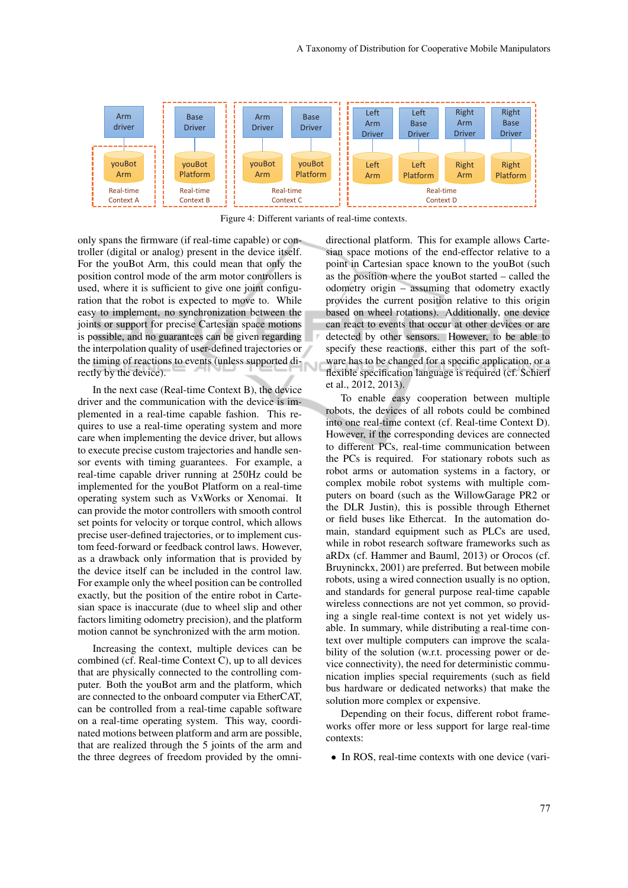Figure 4: Different variants of real-time contexts.

only spans the firmware (if real-time capable) or controller (digital or analog) present in the device itself. For the youBot Arm, this could mean that only the position control mode of the arm motor controllers is used, where it is sufficient to give one joint configuration that the robot is expected to move to. While easy to implement, no synchronization between the joints or support for precise Cartesian space motions is possible, and no guarantees can be given regarding the interpolation quality of user-defined trajectories or the timing of reactions to events (unless supported directly by the device).

In the next case (Real-time Context B), the device driver and the communication with the device is implemented in a real-time capable fashion. This requires to use a real-time operating system and more care when implementing the device driver, but allows to execute precise custom trajectories and handle sensor events with timing guarantees. For example, a real-time capable driver running at 250Hz could be implemented for the youBot Platform on a real-time operating system such as VxWorks or Xenomai. It can provide the motor controllers with smooth control set points for velocity or torque control, which allows precise user-defined trajectories, or to implement custom feed-forward or feedback control laws. However, as a drawback only information that is provided by the device itself can be included in the control law. For example only the wheel position can be controlled exactly, but the position of the entire robot in Cartesian space is inaccurate (due to wheel slip and other factors limiting odometry precision), and the platform motion cannot be synchronized with the arm motion.

Increasing the context, multiple devices can be combined (cf. Real-time Context C), up to all devices that are physically connected to the controlling computer. Both the youBot arm and the platform, which are connected to the onboard computer via EtherCAT, can be controlled from a real-time capable software on a real-time operating system. This way, coordinated motions between platform and arm are possible, that are realized through the 5 joints of the arm and the three degrees of freedom provided by the omnidirectional platform. This for example allows Cartesian space motions of the end-effector relative to a point in Cartesian space known to the youBot (such as the position where the youBot started – called the odometry origin – assuming that odometry exactly provides the current position relative to this origin based on wheel rotations). Additionally, one device can react to events that occur at other devices or are detected by other sensors. However, to be able to specify these reactions, either this part of the software has to be changed for a specific application, or a flexible specification language is required (cf. Schierl et al., 2012, 2013).

To enable easy cooperation between multiple robots, the devices of all robots could be combined into one real-time context (cf. Real-time Context D). However, if the corresponding devices are connected to different PCs, real-time communication between the PCs is required. For stationary robots such as robot arms or automation systems in a factory, or complex mobile robot systems with multiple computers on board (such as the WillowGarage PR2 or the DLR Justin), this is possible through Ethernet or field buses like Ethercat. In the automation domain, standard equipment such as PLCs are used, while in robot research software frameworks such as aRDx (cf. Hammer and Bauml, 2013) or Orocos (cf. Bruyninckx, 2001) are preferred. But between mobile robots, using a wired connection usually is no option, and standards for general purpose real-time capable wireless connections are not yet common, so providing a single real-time context is not yet widely usable. In summary, while distributing a real-time context over multiple computers can improve the scalability of the solution (w.r.t. processing power or device connectivity), the need for deterministic communication implies special requirements (such as field bus hardware or dedicated networks) that make the solution more complex or expensive.

Depending on their focus, different robot frameworks offer more or less support for large real-time contexts:

- In ROS, real-time contexts with one device (vari-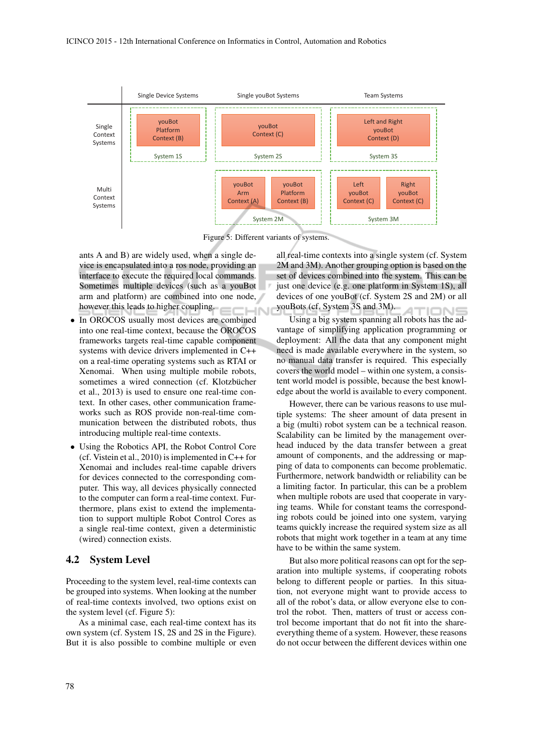| | Single Device Systems | Single youBot Systems | | Team Systems | |
|---|---|---|---|---|---|
| Single Context Systems | youBot Platform Context (B) — System 1S | youBot Context (C) — System 2S | | Left and Right youBot Context (D) — System 3S | |
| Multi Context Systems | | youBot Arm Context (A) | youBot Platform Context (B) | Left youBot Context (C) | Right youBot Context (C) |
| | | System 2M | | System 3M | |

Figure 5: Different variants of systems.

ants A and B) are widely used, when a single device is encapsulated into a ros node, providing an interface to execute the required local commands. Sometimes multiple devices (such as a youBot arm and platform) are combined into one node, however this leads to higher coupling.

- In OROCOS usually most devices are combined into one real-time context, because the OROCOS frameworks targets real-time capable component systems with device drivers implemented in C++ on a real-time operating systems such as RTAI or Xenomai. When using multiple mobile robots, sometimes a wired connection (cf. Klotzbücher et al., 2013) is used to ensure one real-time context. In other cases, other communication frameworks such as ROS provide non-real-time communication between the distributed robots, thus introducing multiple real-time contexts.
- Using the Robotics API, the Robot Control Core (cf. Vistein et al., 2010) is implemented in C++ for Xenomai and includes real-time capable drivers for devices connected to the corresponding computer. This way, all devices physically connected to the computer can form a real-time context. Furthermore, plans exist to extend the implementation to support multiple Robot Control Cores as a single real-time context, given a deterministic (wired) connection exists.

## 4.2 System Level

Proceeding to the system level, real-time contexts can be grouped into systems. When looking at the number of real-time contexts involved, two options exist on the system level (cf. Figure 5):

As a minimal case, each real-time context has its own system (cf. System 1S, 2S and 2S in the Figure). But it is also possible to combine multiple or even all real-time contexts into a single system (cf. System 2M and 3M). Another grouping option is based on the set of devices combined into the system. This can be just one device (e.g. one platform in System 1S), all devices of one youBot (cf. System 2S and 2M) or all youBots (cf. System 3S and 3M).

Using a big system spanning all robots has the advantage of simplifying application programming or deployment: All the data that any component might need is made available everywhere in the system, so no manual data transfer is required. This especially covers the world model – within one system, a consistent world model is possible, because the best knowledge about the world is available to every component.

However, there can be various reasons to use multiple systems: The sheer amount of data present in a big (multi) robot system can be a technical reason. Scalability can be limited by the management overhead induced by the data transfer between a great amount of components, and the addressing or mapping of data to components can become problematic. Furthermore, network bandwidth or reliability can be a limiting factor. In particular, this can be a problem when multiple robots are used that cooperate in varying teams. While for constant teams the corresponding robots could be joined into one system, varying teams quickly increase the required system size as all robots that might work together in a team at any time have to be within the same system.

But also more political reasons can opt for the separation into multiple systems, if cooperating robots belong to different people or parties. In this situation, not everyone might want to provide access to all of the robot's data, or allow everyone else to control the robot. Then, matters of trust or access control become important that do not fit into the share-everything theme of a system. However, these reasons do not occur between the different devices within one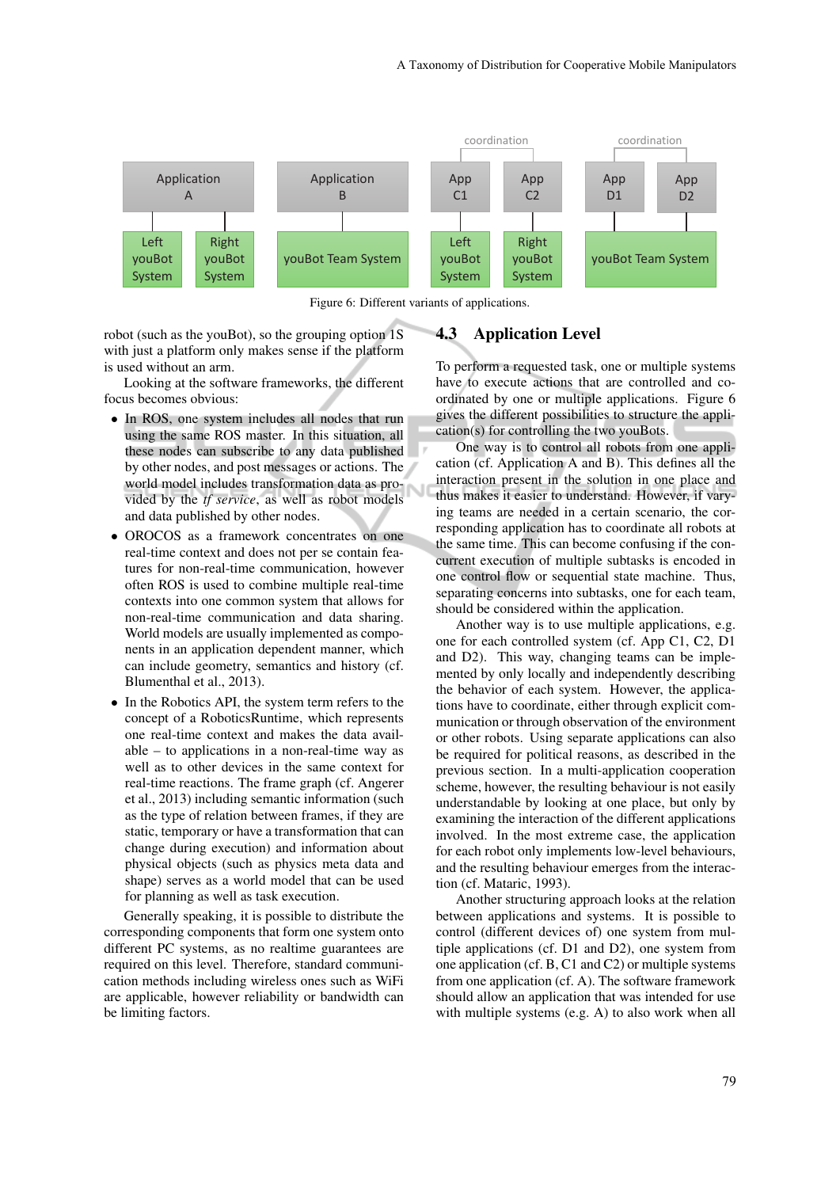Figure 6: Different variants of applications.

robot (such as the youBot), so the grouping option 1S with just a platform only makes sense if the platform is used without an arm.

Looking at the software frameworks, the different focus becomes obvious:

- In ROS, one system includes all nodes that run using the same ROS master. In this situation, all these nodes can subscribe to any data published by other nodes, and post messages or actions. The world model includes transformation data as provided by the *tf service*, as well as robot models and data published by other nodes.
- OROCOS as a framework concentrates on one real-time context and does not per se contain features for non-real-time communication, however often ROS is used to combine multiple real-time contexts into one common system that allows for non-real-time communication and data sharing. World models are usually implemented as components in an application dependent manner, which can include geometry, semantics and history (cf. Blumenthal et al., 2013).
- In the Robotics API, the system term refers to the concept of a RoboticsRuntime, which represents one real-time context and makes the data available – to applications in a non-real-time way as well as to other devices in the same context for real-time reactions. The frame graph (cf. Angerer et al., 2013) including semantic information (such as the type of relation between frames, if they are static, temporary or have a transformation that can change during execution) and information about physical objects (such as physics meta data and shape) serves as a world model that can be used for planning as well as task execution.

Generally speaking, it is possible to distribute the corresponding components that form one system onto different PC systems, as no realtime guarantees are required on this level. Therefore, standard communication methods including wireless ones such as WiFi are applicable, however reliability or bandwidth can be limiting factors.

## 4.3 Application Level

To perform a requested task, one or multiple systems have to execute actions that are controlled and coordinated by one or multiple applications. Figure 6 gives the different possibilities to structure the application(s) for controlling the two youBots.

One way is to control all robots from one application (cf. Application A and B). This defines all the interaction present in the solution in one place and thus makes it easier to understand. However, if varying teams are needed in a certain scenario, the corresponding application has to coordinate all robots at the same time. This can become confusing if the concurrent execution of multiple subtasks is encoded in one control flow or sequential state machine. Thus, separating concerns into subtasks, one for each team, should be considered within the application.

Another way is to use multiple applications, e.g. one for each controlled system (cf. App C1, C2, D1 and D2). This way, changing teams can be implemented by only locally and independently describing the behavior of each system. However, the applications have to coordinate, either through explicit communication or through observation of the environment or other robots. Using separate applications can also be required for political reasons, as described in the previous section. In a multi-application cooperation scheme, however, the resulting behaviour is not easily understandable by looking at one place, but only by examining the interaction of the different applications involved. In the most extreme case, the application for each robot only implements low-level behaviours, and the resulting behaviour emerges from the interaction (cf. Mataric, 1993).

Another structuring approach looks at the relation between applications and systems. It is possible to control (different devices of) one system from multiple applications (cf. D1 and D2), one system from one application (cf. B, C1 and C2) or multiple systems from one application (cf. A). The software framework should allow an application that was intended for use with multiple systems (e.g. A) to also work when all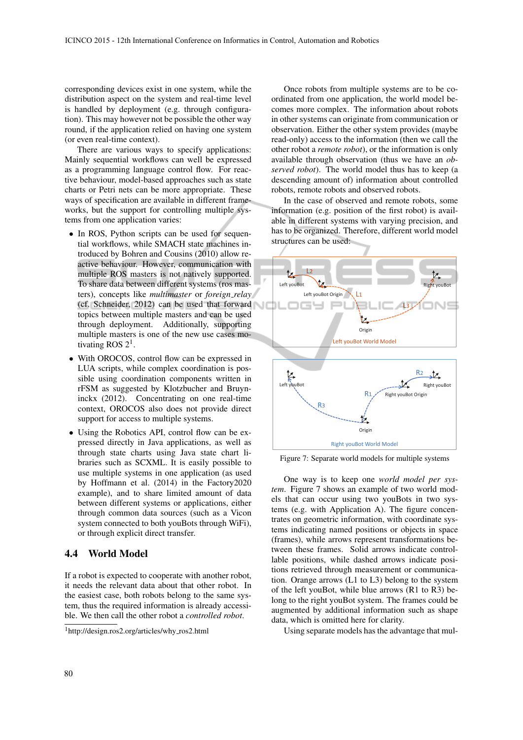corresponding devices exist in one system, while the distribution aspect on the system and real-time level is handled by deployment (e.g. through configuration). This may however not be possible the other way round, if the application relied on having one system (or even real-time context).

There are various ways to specify applications: Mainly sequential workflows can well be expressed as a programming language control flow. For reactive behaviour, model-based approaches such as state charts or Petri nets can be more appropriate. These ways of specification are available in different frameworks, but the support for controlling multiple systems from one application varies:

- In ROS, Python scripts can be used for sequential workflows, while SMACH state machines introduced by Bohren and Cousins (2010) allow reactive behaviour. However, communication with multiple ROS masters is not natively supported. To share data between different systems (ros masters), concepts like *multimaster* or *foreign_relay* (cf. Schneider, 2012) can be used that forward topics between multiple masters and can be used through deployment. Additionally, supporting multiple masters is one of the new use cases motivating ROS 2[1].
- With OROCOS, control flow can be expressed in LUA scripts, while complex coordination is possible using coordination components written in rFSM as suggested by Klotzbucher and Bruyninckx (2012). Concentrating on one real-time context, OROCOS also does not provide direct support for access to multiple systems.
- Using the Robotics API, control flow can be expressed directly in Java applications, as well as through state charts using Java state chart libraries such as SCXML. It is easily possible to use multiple systems in one application (as used by Hoffmann et al. (2014) in the Factory2020 example), and to share limited amount of data between different systems or applications, either through common data sources (such as a Vicon system connected to both youBots through WiFi), or through explicit direct transfer.

## 4.4 World Model

If a robot is expected to cooperate with another robot, it needs the relevant data about that other robot. In the easiest case, both robots belong to the same system, thus the required information is already accessible. We then call the other robot a *controlled robot*.

[1]http://design.ros2.org/articles/why_ros2.html

Once robots from multiple systems are to be coordinated from one application, the world model becomes more complex. The information about robots in other systems can originate from communication or observation. Either the other system provides (maybe read-only) access to the information (then we call the other robot a *remote robot*), or the information is only available through observation (thus we have an *observed robot*). The world model thus has to keep (a descending amount of) information about controlled robots, remote robots and observed robots.

In the case of observed and remote robots, some information (e.g. position of the first robot) is available in different systems with varying precision, and has to be organized. Therefore, different world model structures can be used:

Figure 7: Separate world models for multiple systems

One way is to keep one *world model per system*. Figure 7 shows an example of two world models that can occur using two youBots in two systems (e.g. with Application A). The figure concentrates on geometric information, with coordinate systems indicating named positions or objects in space (frames), while arrows represent transformations between these frames. Solid arrows indicate controllable positions, while dashed arrows indicate positions retrieved through measurement or communication. Orange arrows (L1 to L3) belong to the system of the left youBot, while blue arrows (R1 to R3) belong to the right youBot system. The frames could be augmented by additional information such as shape data, which is omitted here for clarity.

Using separate models has the advantage that mul-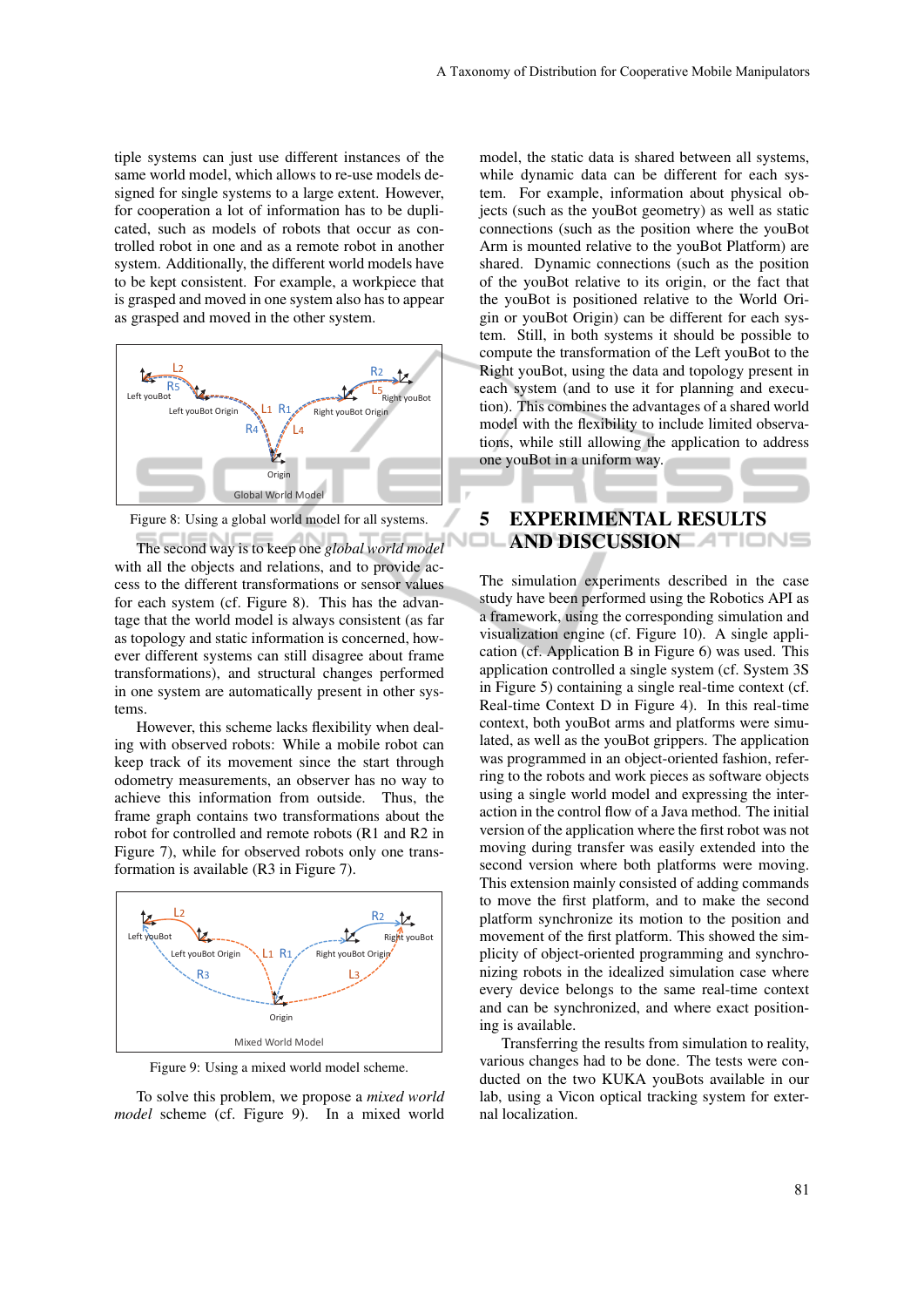tiple systems can just use different instances of the same world model, which allows to re-use models designed for single systems to a large extent. However, for cooperation a lot of information has to be duplicated, such as models of robots that occur as controlled robot in one and as a remote robot in another system. Additionally, the different world models have to be kept consistent. For example, a workpiece that is grasped and moved in one system also has to appear as grasped and moved in the other system.

Figure 8: Using a global world model for all systems.

The second way is to keep one *global world model* with all the objects and relations, and to provide access to the different transformations or sensor values for each system (cf. Figure 8). This has the advantage that the world model is always consistent (as far as topology and static information is concerned, however different systems can still disagree about frame transformations), and structural changes performed in one system are automatically present in other systems.

However, this scheme lacks flexibility when dealing with observed robots: While a mobile robot can keep track of its movement since the start through odometry measurements, an observer has no way to achieve this information from outside. Thus, the frame graph contains two transformations about the robot for controlled and remote robots (R1 and R2 in Figure 7), while for observed robots only one transformation is available (R3 in Figure 7).

Figure 9: Using a mixed world model scheme.

To solve this problem, we propose a *mixed world model* scheme (cf. Figure 9). In a mixed world model, the static data is shared between all systems, while dynamic data can be different for each system. For example, information about physical objects (such as the youBot geometry) as well as static connections (such as the position where the youBot Arm is mounted relative to the youBot Platform) are shared. Dynamic connections (such as the position of the youBot relative to its origin, or the fact that the youBot is positioned relative to the World Origin or youBot Origin) can be different for each system. Still, in both systems it should be possible to compute the transformation of the Left youBot to the Right youBot, using the data and topology present in each system (and to use it for planning and execution). This combines the advantages of a shared world model with the flexibility to include limited observations, while still allowing the application to address one youBot in a uniform way.

## 5 EXPERIMENTAL RESULTS AND DISCUSSION

The simulation experiments described in the case study have been performed using the Robotics API as a framework, using the corresponding simulation and visualization engine (cf. Figure 10). A single application (cf. Application B in Figure 6) was used. This application controlled a single system (cf. System 3S in Figure 5) containing a single real-time context (cf. Real-time Context D in Figure 4). In this real-time context, both youBot arms and platforms were simulated, as well as the youBot grippers. The application was programmed in an object-oriented fashion, referring to the robots and work pieces as software objects using a single world model and expressing the interaction in the control flow of a Java method. The initial version of the application where the first robot was not moving during transfer was easily extended into the second version where both platforms were moving. This extension mainly consisted of adding commands to move the first platform, and to make the second platform synchronize its motion to the position and movement of the first platform. This showed the simplicity of object-oriented programming and synchronizing robots in the idealized simulation case where every device belongs to the same real-time context and can be synchronized, and where exact positioning is available.

Transferring the results from simulation to reality, various changes had to be done. The tests were conducted on the two KUKA youBots available in our lab, using a Vicon optical tracking system for external localization.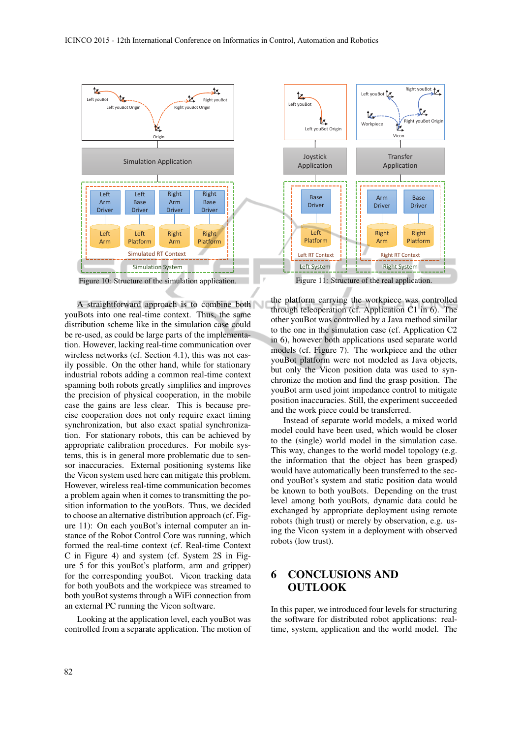Figure 10: Structure of the simulation application.

Figure 11: Structure of the real application.

A straightforward approach is to combine both youBots into one real-time context. Thus, the same distribution scheme like in the simulation case could be re-used, as could be large parts of the implementation. However, lacking real-time communication over wireless networks (cf. Section 4.1), this was not easily possible. On the other hand, while for stationary industrial robots adding a common real-time context spanning both robots greatly simplifies and improves the precision of physical cooperation, in the mobile case the gains are less clear. This is because precise cooperation does not only require exact timing synchronization, but also exact spatial synchronization. For stationary robots, this can be achieved by appropriate calibration procedures. For mobile systems, this is in general more problematic due to sensor inaccuracies. External positioning systems like the Vicon system used here can mitigate this problem. However, wireless real-time communication becomes a problem again when it comes to transmitting the position information to the youBots. Thus, we decided to choose an alternative distribution approach (cf. Figure 11): On each youBot's internal computer an instance of the Robot Control Core was running, which formed the real-time context (cf. Real-time Context C in Figure 4) and system (cf. System 2S in Figure 5 for this youBot's platform, arm and gripper) for the corresponding youBot. Vicon tracking data for both youBots and the workpiece was streamed to both youBot systems through a WiFi connection from an external PC running the Vicon software.

Looking at the application level, each youBot was controlled from a separate application. The motion of the platform carrying the workpiece was controlled through teleoperation (cf. Application C1 in 6). The other youBot was controlled by a Java method similar to the one in the simulation case (cf. Application C2 in 6), however both applications used separate world models (cf. Figure 7). The workpiece and the other youBot platform were not modeled as Java objects, but only the Vicon position data was used to synchronize the motion and find the grasp position. The youBot arm used joint impedance control to mitigate position inaccuracies. Still, the experiment succeeded and the work piece could be transferred.

Instead of separate world models, a mixed world model could have been used, which would be closer to the (single) world model in the simulation case. This way, changes to the world model topology (e.g. the information that the object has been grasped) would have automatically been transferred to the second youBot's system and static position data would be known to both youBots. Depending on the trust level among both youBots, dynamic data could be exchanged by appropriate deployment using remote robots (high trust) or merely by observation, e.g. using the Vicon system in a deployment with observed robots (low trust).

## 6 CONCLUSIONS AND OUTLOOK

In this paper, we introduced four levels for structuring the software for distributed robot applications: real-time, system, application and the world model. The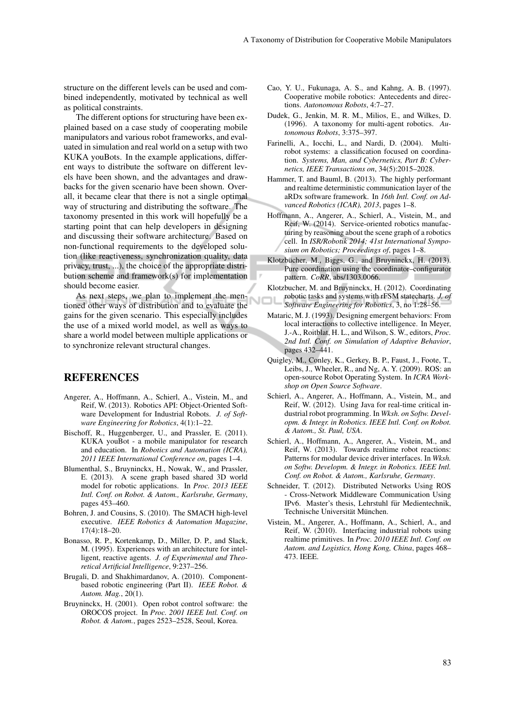structure on the different levels can be used and combined independently, motivated by technical as well as political constraints.

The different options for structuring have been explained based on a case study of cooperating mobile manipulators and various robot frameworks, and evaluated in simulation and real world on a setup with two KUKA youBots. In the example applications, different ways to distribute the software on different levels have been shown, and the advantages and drawbacks for the given scenario have been shown. Overall, it became clear that there is not a single optimal way of structuring and distributing the software. The taxonomy presented in this work will hopefully be a starting point that can help developers in designing and discussing their software architecture. Based on non-functional requirements to the developed solution (like reactiveness, synchronization quality, data privacy, trust, ...), the choice of the appropriate distribution scheme and framework(s) for implementation should become easier.

As next steps, we plan to implement the mentioned other ways of distribution and to evaluate the gains for the given scenario. This especially includes the use of a mixed world model, as well as ways to share a world model between multiple applications or to synchronize relevant structural changes.

## REFERENCES

Angerer, A., Hoffmann, A., Schierl, A., Vistein, M., and Reif, W. (2013). Robotics API: Object-Oriented Software Development for Industrial Robots. *J. of Software Engineering for Robotics*, 4(1):1–22.

Bischoff, R., Huggenberger, U., and Prassler, E. (2011). KUKA youBot - a mobile manipulator for research and education. In *Robotics and Automation (ICRA), 2011 IEEE International Conference on*, pages 1–4.

Blumenthal, S., Bruyninckx, H., Nowak, W., and Prassler, E. (2013). A scene graph based shared 3D world model for robotic applications. In *Proc. 2013 IEEE Intl. Conf. on Robot. & Autom., Karlsruhe, Germany*, pages 453–460.

Bohren, J. and Cousins, S. (2010). The SMACH high-level executive. *IEEE Robotics & Automation Magazine*, 17(4):18–20.

Bonasso, R. P., Kortenkamp, D., Miller, D. P., and Slack, M. (1995). Experiences with an architecture for intelligent, reactive agents. *J. of Experimental and Theoretical Artificial Intelligence*, 9:237–256.

Brugali, D. and Shakhimardanov, A. (2010). Component-based robotic engineering (Part II). *IEEE Robot. & Autom. Mag.*, 20(1).

Bruyninckx, H. (2001). Open robot control software: the OROCOS project. In *Proc. 2001 IEEE Intl. Conf. on Robot. & Autom.*, pages 2523–2528, Seoul, Korea.

Cao, Y. U., Fukunaga, A. S., and Kahng, A. B. (1997). Cooperative mobile robotics: Antecedents and directions. *Autonomous Robots*, 4:7–27.

Dudek, G., Jenkin, M. R. M., Milios, E., and Wilkes, D. (1996). A taxonomy for multi-agent robotics. *Autonomous Robots*, 3:375–397.

Farinelli, A., Iocchi, L., and Nardi, D. (2004). Multirobot systems: a classification focused on coordination. *Systems, Man, and Cybernetics, Part B: Cybernetics, IEEE Transactions on*, 34(5):2015–2028.

Hammer, T. and Bauml, B. (2013). The highly performant and realtime deterministic communication layer of the aRDx software framework. In *16th Intl. Conf. on Advanced Robotics (ICAR), 2013*, pages 1–8.

Hoffmann, A., Angerer, A., Schierl, A., Vistein, M., and Reif, W. (2014). Service-oriented robotics manufacturing by reasoning about the scene graph of a robotics cell. In *ISR/Robotik 2014; 41st International Symposium on Robotics; Proceedings of*, pages 1–8.

Klotzbücher, M., Biggs, G., and Bruyninckx, H. (2013). Pure coordination using the coordinator–configurator pattern. *CoRR*, abs/1303.0066.

Klotzbucher, M. and Bruyninckx, H. (2012). Coordinating robotic tasks and systems with rFSM statecharts. *J. of Software Engineering for Robotics*, 3, no 1:28–56.

Mataric, M. J. (1993). Designing emergent behaviors: From local interactions to collective intelligence. In Meyer, J.-A., Roitblat, H. L., and Wilson, S. W., editors, *Proc. 2nd Intl. Conf. on Simulation of Adaptive Behavior*, pages 432–441.

Quigley, M., Conley, K., Gerkey, B. P., Faust, J., Foote, T., Leibs, J., Wheeler, R., and Ng, A. Y. (2009). ROS: an open-source Robot Operating System. In *ICRA Workshop on Open Source Software*.

Schierl, A., Angerer, A., Hoffmann, A., Vistein, M., and Reif, W. (2012). Using Java for real-time critical industrial robot programming. In *Wksh. on Softw. Developm. & Integr. in Robotics. IEEE Intl. Conf. on Robot. & Autom., St. Paul, USA*.

Schierl, A., Hoffmann, A., Angerer, A., Vistein, M., and Reif, W. (2013). Towards realtime robot reactions: Patterns for modular device driver interfaces. In *Wksh. on Softw. Developm. & Integr. in Robotics. IEEE Intl. Conf. on Robot. & Autom., Karlsruhe, Germany*.

Schneider, T. (2012). Distributed Networks Using ROS - Cross-Network Middleware Communication Using IPv6. Master's thesis, Lehrstuhl für Medientechnik, Technische Universität München.

Vistein, M., Angerer, A., Hoffmann, A., Schierl, A., and Reif, W. (2010). Interfacing industrial robots using realtime primitives. In *Proc. 2010 IEEE Intl. Conf. on Autom. and Logistics, Hong Kong, China*, pages 468–473. IEEE.